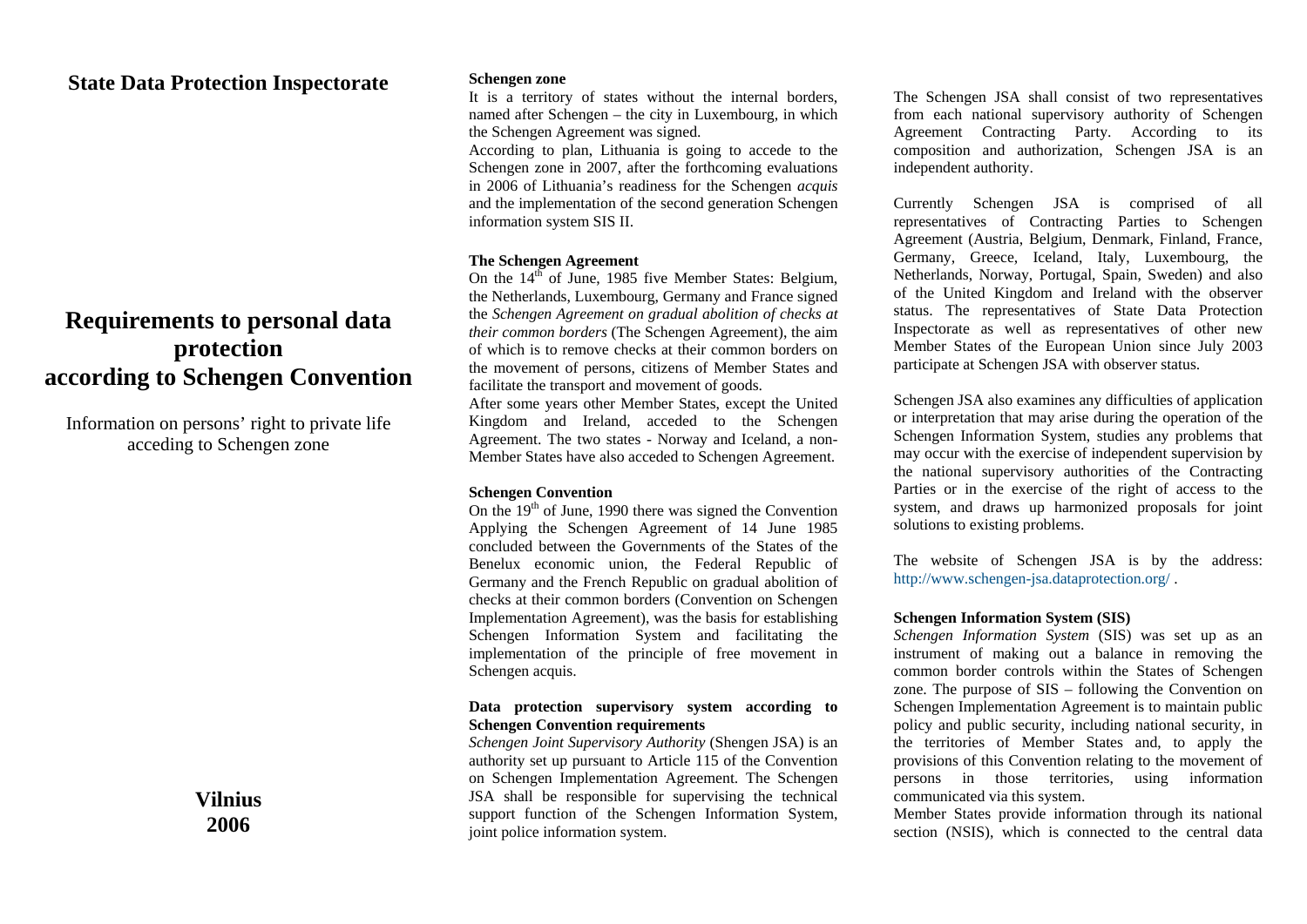**State Data Protection Inspectorate**

# Requirements to personal data protection according to Schengen Convention

Information on persons' right to private life acceding to Schengen zone

**Vilnius**
**2006**

**Schengen zone**

It is a territory of states without the internal borders, named after Schengen – the city in Luxembourg, in which the Schengen Agreement was signed.

According to plan, Lithuania is going to accede to the Schengen zone in 2007, after the forthcoming evaluations in 2006 of Lithuania's readiness for the Schengen *acquis* and the implementation of the second generation Schengen information system SIS II.

**The Schengen Agreement**

On the 14th of June, 1985 five Member States: Belgium, the Netherlands, Luxembourg, Germany and France signed the *Schengen Agreement on gradual abolition of checks at their common borders* (The Schengen Agreement), the aim of which is to remove checks at their common borders on the movement of persons, citizens of Member States and facilitate the transport and movement of goods.

After some years other Member States, except the United Kingdom and Ireland, acceded to the Schengen Agreement. The two states - Norway and Iceland, a non-Member States have also acceded to Schengen Agreement.

**Schengen Convention**

On the 19th of June, 1990 there was signed the Convention Applying the Schengen Agreement of 14 June 1985 concluded between the Governments of the States of the Benelux economic union, the Federal Republic of Germany and the French Republic on gradual abolition of checks at their common borders (Convention on Schengen Implementation Agreement), was the basis for establishing Schengen Information System and facilitating the implementation of the principle of free movement in Schengen acquis.

**Data protection supervisory system according to Schengen Convention requirements**

*Schengen Joint Supervisory Authority* (Shengen JSA) is an authority set up pursuant to Article 115 of the Convention on Schengen Implementation Agreement. The Schengen JSA shall be responsible for supervising the technical support function of the Schengen Information System, joint police information system.

The Schengen JSA shall consist of two representatives from each national supervisory authority of Schengen Agreement Contracting Party. According to its composition and authorization, Schengen JSA is an independent authority.

Currently Schengen JSA is comprised of all representatives of Contracting Parties to Schengen Agreement (Austria, Belgium, Denmark, Finland, France, Germany, Greece, Iceland, Italy, Luxembourg, the Netherlands, Norway, Portugal, Spain, Sweden) and also of the United Kingdom and Ireland with the observer status. The representatives of State Data Protection Inspectorate as well as representatives of other new Member States of the European Union since July 2003 participate at Schengen JSA with observer status.

Schengen JSA also examines any difficulties of application or interpretation that may arise during the operation of the Schengen Information System, studies any problems that may occur with the exercise of independent supervision by the national supervisory authorities of the Contracting Parties or in the exercise of the right of access to the system, and draws up harmonized proposals for joint solutions to existing problems.

The website of Schengen JSA is by the address: http://www.schengen-jsa.dataprotection.org/ .

**Schengen Information System (SIS)**

*Schengen Information System* (SIS) was set up as an instrument of making out a balance in removing the common border controls within the States of Schengen zone. The purpose of SIS – following the Convention on Schengen Implementation Agreement is to maintain public policy and public security, including national security, in the territories of Member States and, to apply the provisions of this Convention relating to the movement of persons in those territories, using information communicated via this system.

Member States provide information through its national section (NSIS), which is connected to the central data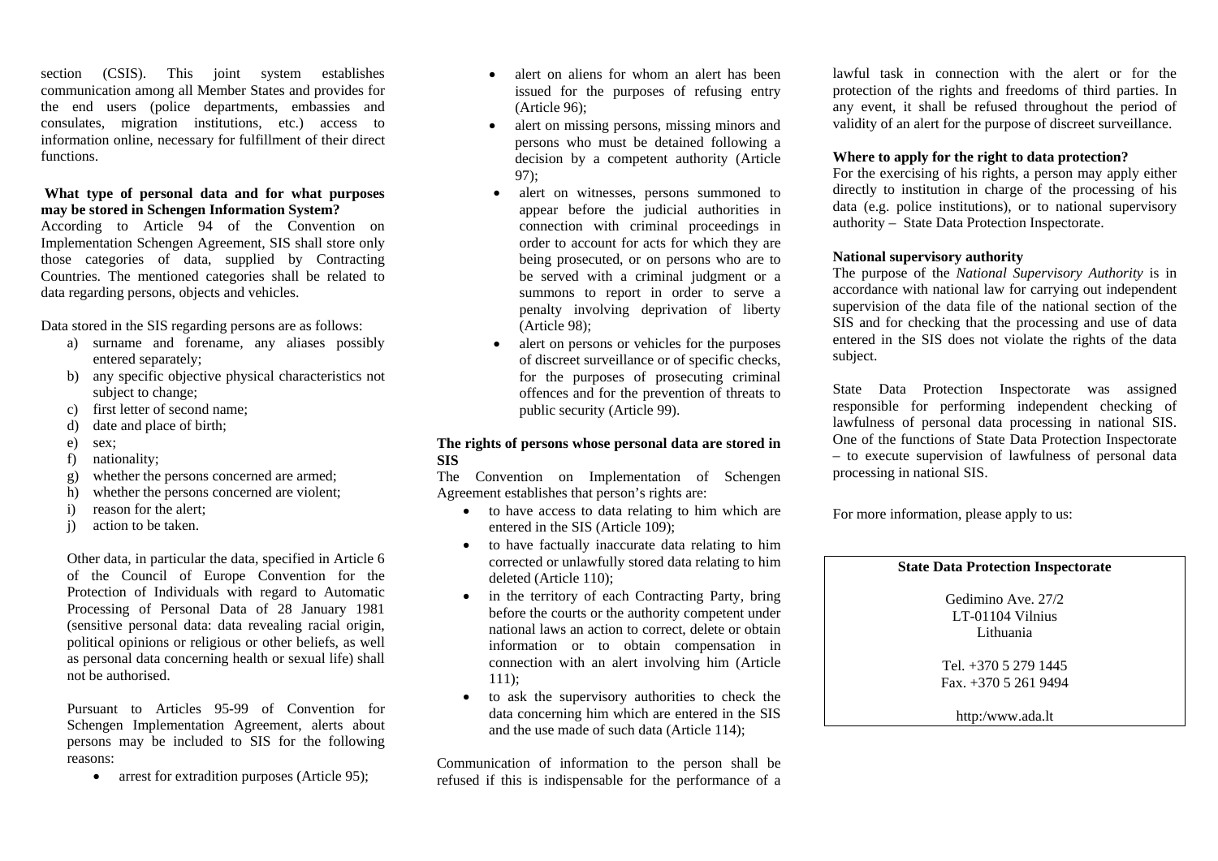section (CSIS). This joint system establishes communication among all Member States and provides for the end users (police departments, embassies and consulates, migration institutions, etc.) access to information online, necessary for fulfillment of their direct functions.

**What type of personal data and for what purposes may be stored in Schengen Information System?**

According to Article 94 of the Convention on Implementation Schengen Agreement, SIS shall store only those categories of data, supplied by Contracting Countries. The mentioned categories shall be related to data regarding persons, objects and vehicles.

Data stored in the SIS regarding persons are as follows:

a) surname and forename, any aliases possibly entered separately;
b) any specific objective physical characteristics not subject to change;
c) first letter of second name;
d) date and place of birth;
e) sex;
f) nationality;
g) whether the persons concerned are armed;
h) whether the persons concerned are violent;
i) reason for the alert;
j) action to be taken.

Other data, in particular the data, specified in Article 6 of the Council of Europe Convention for the Protection of Individuals with regard to Automatic Processing of Personal Data of 28 January 1981 (sensitive personal data: data revealing racial origin, political opinions or religious or other beliefs, as well as personal data concerning health or sexual life) shall not be authorised.

Pursuant to Articles 95-99 of Convention for Schengen Implementation Agreement, alerts about persons may be included to SIS for the following reasons:

- arrest for extradition purposes (Article 95);
- alert on aliens for whom an alert has been issued for the purposes of refusing entry (Article 96);
- alert on missing persons, missing minors and persons who must be detained following a decision by a competent authority (Article 97);
- alert on witnesses, persons summoned to appear before the judicial authorities in connection with criminal proceedings in order to account for acts for which they are being prosecuted, or on persons who are to be served with a criminal judgment or a summons to report in order to serve a penalty involving deprivation of liberty (Article 98);
- alert on persons or vehicles for the purposes of discreet surveillance or of specific checks, for the purposes of prosecuting criminal offences and for the prevention of threats to public security (Article 99).

**The rights of persons whose personal data are stored in SIS**

The Convention on Implementation of Schengen Agreement establishes that person's rights are:

- to have access to data relating to him which are entered in the SIS (Article 109);
- to have factually inaccurate data relating to him corrected or unlawfully stored data relating to him deleted (Article 110);
- in the territory of each Contracting Party, bring before the courts or the authority competent under national laws an action to correct, delete or obtain information or to obtain compensation in connection with an alert involving him (Article 111);
- to ask the supervisory authorities to check the data concerning him which are entered in the SIS and the use made of such data (Article 114);

Communication of information to the person shall be refused if this is indispensable for the performance of a lawful task in connection with the alert or for the protection of the rights and freedoms of third parties. In any event, it shall be refused throughout the period of validity of an alert for the purpose of discreet surveillance.

**Where to apply for the right to data protection?**

For the exercising of his rights, a person may apply either directly to institution in charge of the processing of his data (e.g. police institutions), or to national supervisory authority – State Data Protection Inspectorate.

**National supervisory authority**

The purpose of the *National Supervisory Authority* is in accordance with national law for carrying out independent supervision of the data file of the national section of the SIS and for checking that the processing and use of data entered in the SIS does not violate the rights of the data subject.

State Data Protection Inspectorate was assigned responsible for performing independent checking of lawfulness of personal data processing in national SIS. One of the functions of State Data Protection Inspectorate – to execute supervision of lawfulness of personal data processing in national SIS.

For more information, please apply to us:

**State Data Protection Inspectorate**

Gedimino Ave. 27/2
LT-01104 Vilnius
Lithuania

Tel. +370 5 279 1445
Fax. +370 5 261 9494

http:/www.ada.lt